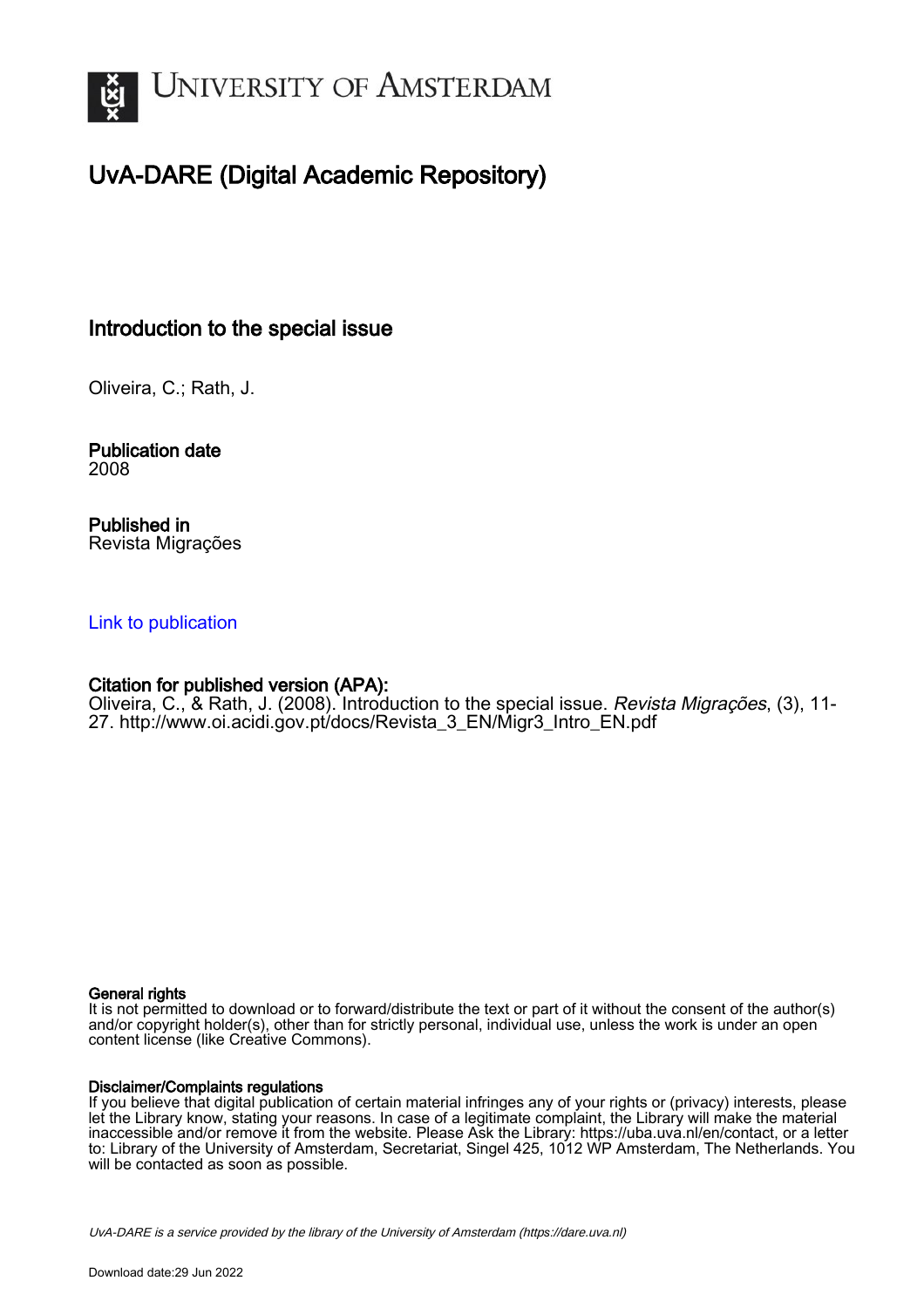# UNIVERSITY OF AMSTERDAM

## UvA-DARE (Digital Academic Repository)

### Introduction to the special issue

Oliveira, C.; Rath, J.

**Publication date**
2008

**Published in**
Revista Migrações

Link to publication

**Citation for published version (APA):**
Oliveira, C., & Rath, J. (2008). Introduction to the special issue. *Revista Migrações*, (3), 11-27. http://www.oi.acidi.gov.pt/docs/Revista_3_EN/Migr3_Intro_EN.pdf

**General rights**
It is not permitted to download or to forward/distribute the text or part of it without the consent of the author(s) and/or copyright holder(s), other than for strictly personal, individual use, unless the work is under an open content license (like Creative Commons).

**Disclaimer/Complaints regulations**
If you believe that digital publication of certain material infringes any of your rights or (privacy) interests, please let the Library know, stating your reasons. In case of a legitimate complaint, the Library will make the material inaccessible and/or remove it from the website. Please Ask the Library: https://uba.uva.nl/en/contact, or a letter to: Library of the University of Amsterdam, Secretariat, Singel 425, 1012 WP Amsterdam, The Netherlands. You will be contacted as soon as possible.

*UvA-DARE is a service provided by the library of the University of Amsterdam (https://dare.uva.nl)*

Download date:29 Jun 2022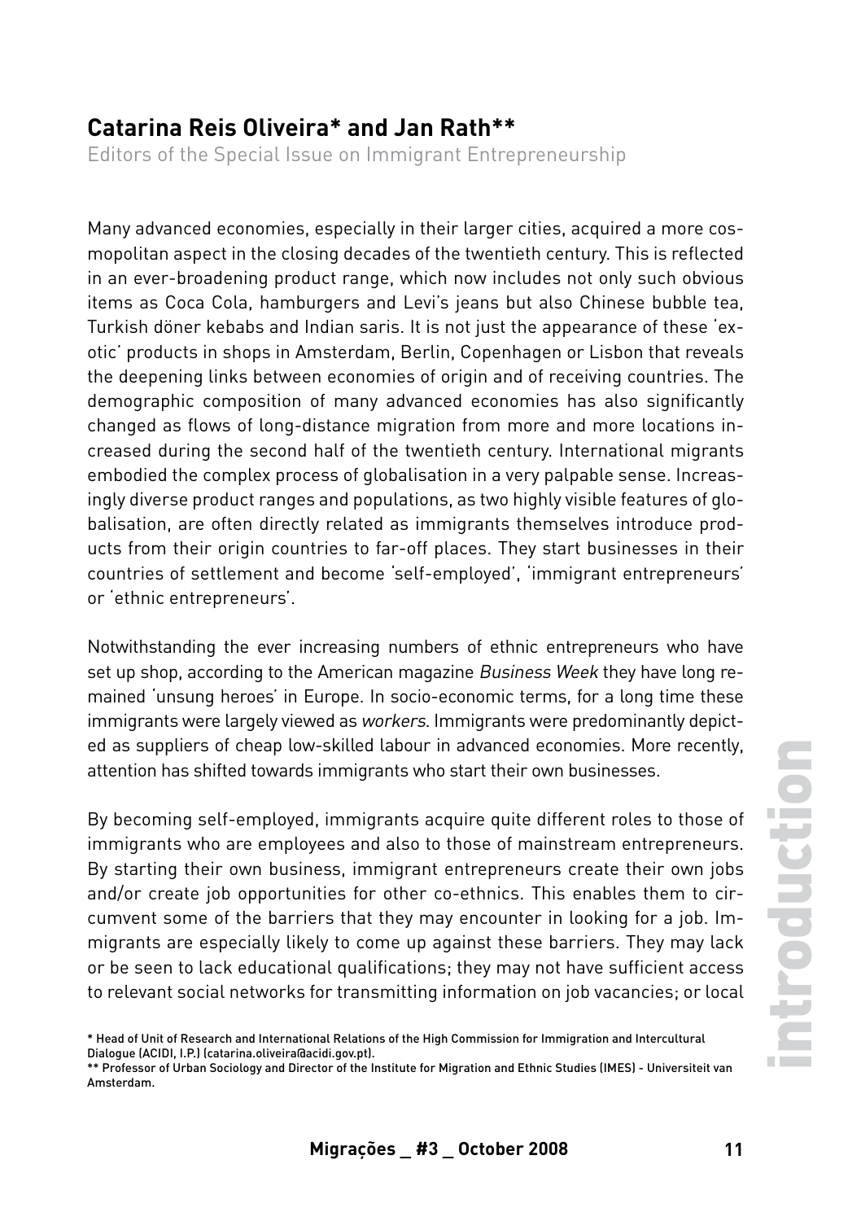**Catarina Reis Oliveira* and Jan Rath****

Editors of the Special Issue on Immigrant Entrepreneurship

Many advanced economies, especially in their larger cities, acquired a more cosmopolitan aspect in the closing decades of the twentieth century. This is reflected in an ever-broadening product range, which now includes not only such obvious items as Coca Cola, hamburgers and Levi's jeans but also Chinese bubble tea, Turkish döner kebabs and Indian saris. It is not just the appearance of these 'exotic' products in shops in Amsterdam, Berlin, Copenhagen or Lisbon that reveals the deepening links between economies of origin and of receiving countries. The demographic composition of many advanced economies has also significantly changed as flows of long-distance migration from more and more locations increased during the second half of the twentieth century. International migrants embodied the complex process of globalisation in a very palpable sense. Increasingly diverse product ranges and populations, as two highly visible features of globalisation, are often directly related as immigrants themselves introduce products from their origin countries to far-off places. They start businesses in their countries of settlement and become 'self-employed', 'immigrant entrepreneurs' or 'ethnic entrepreneurs'.

Notwithstanding the ever increasing numbers of ethnic entrepreneurs who have set up shop, according to the American magazine *Business Week* they have long remained 'unsung heroes' in Europe. In socio-economic terms, for a long time these immigrants were largely viewed as *workers*. Immigrants were predominantly depicted as suppliers of cheap low-skilled labour in advanced economies. More recently, attention has shifted towards immigrants who start their own businesses.

By becoming self-employed, immigrants acquire quite different roles to those of immigrants who are employees and also to those of mainstream entrepreneurs. By starting their own business, immigrant entrepreneurs create their own jobs and/or create job opportunities for other co-ethnics. This enables them to circumvent some of the barriers that they may encounter in looking for a job. Immigrants are especially likely to come up against these barriers. They may lack or be seen to lack educational qualifications; they may not have sufficient access to relevant social networks for transmitting information on job vacancies; or local

\* Head of Unit of Research and International Relations of the High Commission for Immigration and Intercultural Dialogue (ACIDI, I.P.) (catarina.oliveira@acidi.gov.pt).

\*\* Professor of Urban Sociology and Director of the Institute for Migration and Ethnic Studies (IMES) - Universiteit van Amsterdam.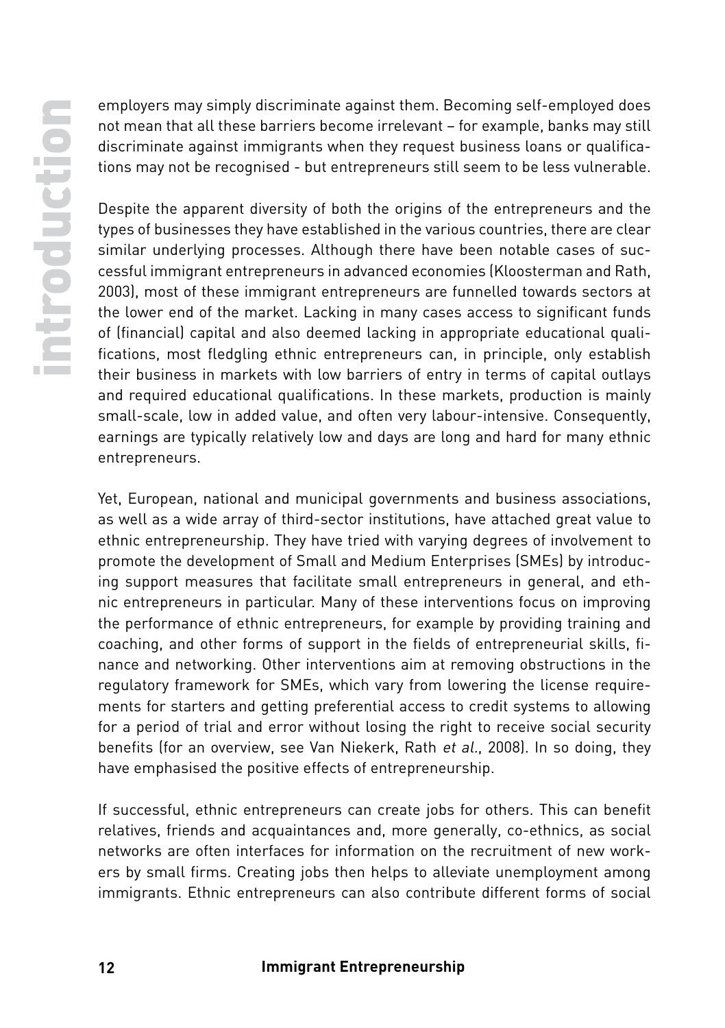employers may simply discriminate against them. Becoming self-employed does not mean that all these barriers become irrelevant – for example, banks may still discriminate against immigrants when they request business loans or qualifications may not be recognised - but entrepreneurs still seem to be less vulnerable.

Despite the apparent diversity of both the origins of the entrepreneurs and the types of businesses they have established in the various countries, there are clear similar underlying processes. Although there have been notable cases of successful immigrant entrepreneurs in advanced economies (Kloosterman and Rath, 2003), most of these immigrant entrepreneurs are funnelled towards sectors at the lower end of the market. Lacking in many cases access to significant funds of (financial) capital and also deemed lacking in appropriate educational qualifications, most fledgling ethnic entrepreneurs can, in principle, only establish their business in markets with low barriers of entry in terms of capital outlays and required educational qualifications. In these markets, production is mainly small-scale, low in added value, and often very labour-intensive. Consequently, earnings are typically relatively low and days are long and hard for many ethnic entrepreneurs.

Yet, European, national and municipal governments and business associations, as well as a wide array of third-sector institutions, have attached great value to ethnic entrepreneurship. They have tried with varying degrees of involvement to promote the development of Small and Medium Enterprises (SMEs) by introducing support measures that facilitate small entrepreneurs in general, and ethnic entrepreneurs in particular. Many of these interventions focus on improving the performance of ethnic entrepreneurs, for example by providing training and coaching, and other forms of support in the fields of entrepreneurial skills, finance and networking. Other interventions aim at removing obstructions in the regulatory framework for SMEs, which vary from lowering the license requirements for starters and getting preferential access to credit systems to allowing for a period of trial and error without losing the right to receive social security benefits (for an overview, see Van Niekerk, Rath *et al.*, 2008). In so doing, they have emphasised the positive effects of entrepreneurship.

If successful, ethnic entrepreneurs can create jobs for others. This can benefit relatives, friends and acquaintances and, more generally, co-ethnics, as social networks are often interfaces for information on the recruitment of new workers by small firms. Creating jobs then helps to alleviate unemployment among immigrants. Ethnic entrepreneurs can also contribute different forms of social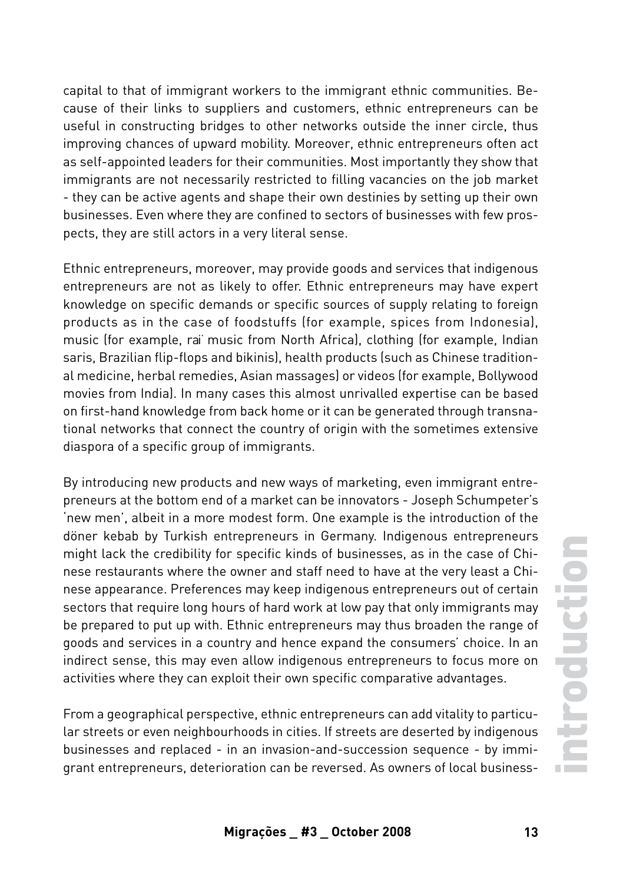capital to that of immigrant workers to the immigrant ethnic communities. Because of their links to suppliers and customers, ethnic entrepreneurs can be useful in constructing bridges to other networks outside the inner circle, thus improving chances of upward mobility. Moreover, ethnic entrepreneurs often act as self-appointed leaders for their communities. Most importantly they show that immigrants are not necessarily restricted to filling vacancies on the job market - they can be active agents and shape their own destinies by setting up their own businesses. Even where they are confined to sectors of businesses with few prospects, they are still actors in a very literal sense.

Ethnic entrepreneurs, moreover, may provide goods and services that indigenous entrepreneurs are not as likely to offer. Ethnic entrepreneurs may have expert knowledge on specific demands or specific sources of supply relating to foreign products as in the case of foodstuffs (for example, spices from Indonesia), music (for example, raï music from North Africa), clothing (for example, Indian saris, Brazilian flip-flops and bikinis), health products (such as Chinese traditional medicine, herbal remedies, Asian massages) or videos (for example, Bollywood movies from India). In many cases this almost unrivalled expertise can be based on first-hand knowledge from back home or it can be generated through transnational networks that connect the country of origin with the sometimes extensive diaspora of a specific group of immigrants.

By introducing new products and new ways of marketing, even immigrant entrepreneurs at the bottom end of a market can be innovators - Joseph Schumpeter's 'new men', albeit in a more modest form. One example is the introduction of the döner kebab by Turkish entrepreneurs in Germany. Indigenous entrepreneurs might lack the credibility for specific kinds of businesses, as in the case of Chinese restaurants where the owner and staff need to have at the very least a Chinese appearance. Preferences may keep indigenous entrepreneurs out of certain sectors that require long hours of hard work at low pay that only immigrants may be prepared to put up with. Ethnic entrepreneurs may thus broaden the range of goods and services in a country and hence expand the consumers' choice. In an indirect sense, this may even allow indigenous entrepreneurs to focus more on activities where they can exploit their own specific comparative advantages.

From a geographical perspective, ethnic entrepreneurs can add vitality to particular streets or even neighbourhoods in cities. If streets are deserted by indigenous businesses and replaced - in an invasion-and-succession sequence - by immigrant entrepreneurs, deterioration can be reversed. As owners of local business-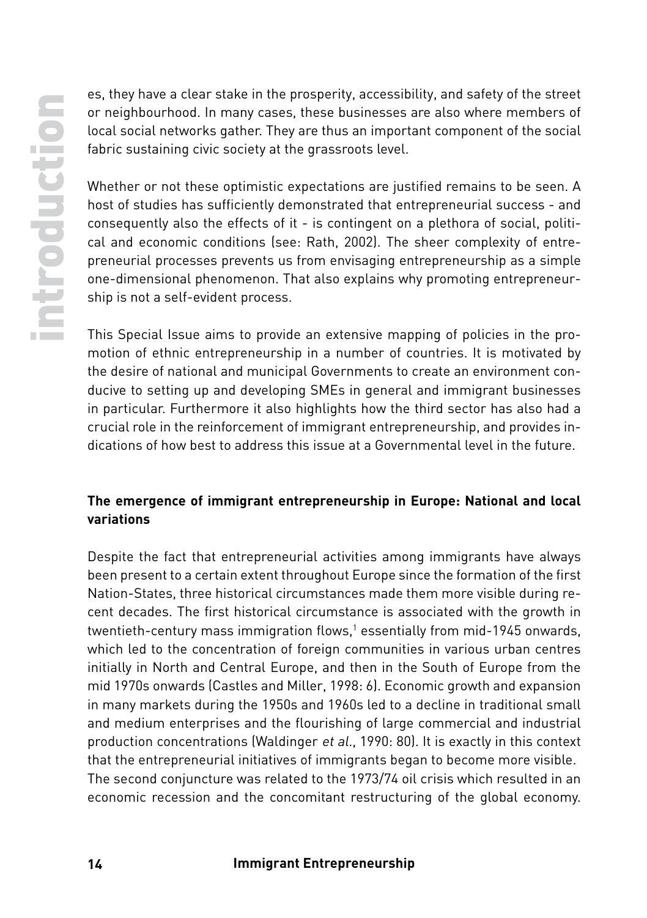es, they have a clear stake in the prosperity, accessibility, and safety of the street or neighbourhood. In many cases, these businesses are also where members of local social networks gather. They are thus an important component of the social fabric sustaining civic society at the grassroots level.

Whether or not these optimistic expectations are justified remains to be seen. A host of studies has sufficiently demonstrated that entrepreneurial success - and consequently also the effects of it - is contingent on a plethora of social, political and economic conditions (see: Rath, 2002). The sheer complexity of entrepreneurial processes prevents us from envisaging entrepreneurship as a simple one-dimensional phenomenon. That also explains why promoting entrepreneurship is not a self-evident process.

This Special Issue aims to provide an extensive mapping of policies in the promotion of ethnic entrepreneurship in a number of countries. It is motivated by the desire of national and municipal Governments to create an environment conducive to setting up and developing SMEs in general and immigrant businesses in particular. Furthermore it also highlights how the third sector has also had a crucial role in the reinforcement of immigrant entrepreneurship, and provides indications of how best to address this issue at a Governmental level in the future.

### The emergence of immigrant entrepreneurship in Europe: National and local variations

Despite the fact that entrepreneurial activities among immigrants have always been present to a certain extent throughout Europe since the formation of the first Nation-States, three historical circumstances made them more visible during recent decades. The first historical circumstance is associated with the growth in twentieth-century mass immigration flows,[1] essentially from mid-1945 onwards, which led to the concentration of foreign communities in various urban centres initially in North and Central Europe, and then in the South of Europe from the mid 1970s onwards (Castles and Miller, 1998: 6). Economic growth and expansion in many markets during the 1950s and 1960s led to a decline in traditional small and medium enterprises and the flourishing of large commercial and industrial production concentrations (Waldinger *et al.*, 1990: 80). It is exactly in this context that the entrepreneurial initiatives of immigrants began to become more visible. The second conjuncture was related to the 1973/74 oil crisis which resulted in an economic recession and the concomitant restructuring of the global economy.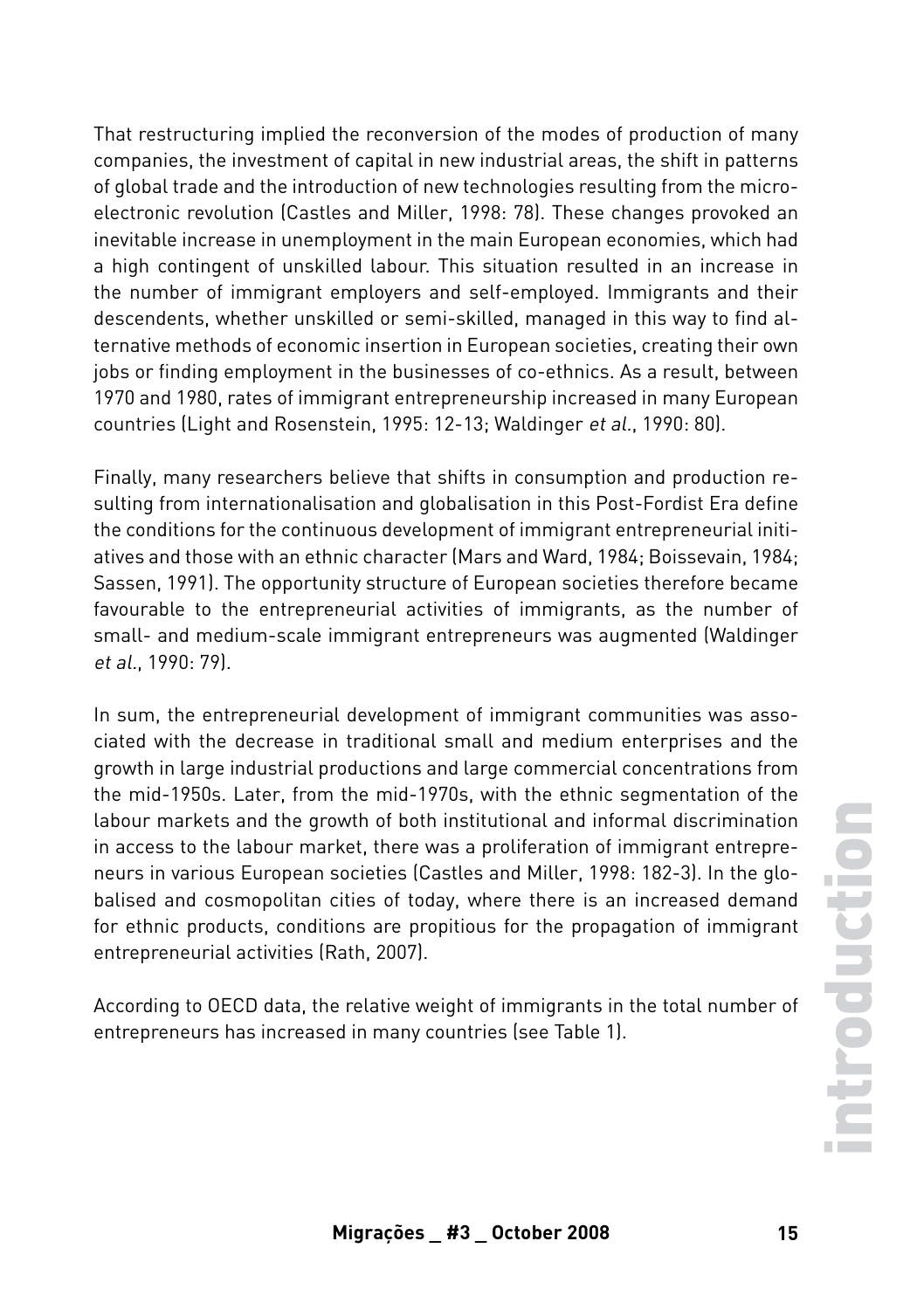That restructuring implied the reconversion of the modes of production of many companies, the investment of capital in new industrial areas, the shift in patterns of global trade and the introduction of new technologies resulting from the micro-electronic revolution (Castles and Miller, 1998: 78). These changes provoked an inevitable increase in unemployment in the main European economies, which had a high contingent of unskilled labour. This situation resulted in an increase in the number of immigrant employers and self-employed. Immigrants and their descendents, whether unskilled or semi-skilled, managed in this way to find alternative methods of economic insertion in European societies, creating their own jobs or finding employment in the businesses of co-ethnics. As a result, between 1970 and 1980, rates of immigrant entrepreneurship increased in many European countries (Light and Rosenstein, 1995: 12-13; Waldinger *et al.*, 1990: 80).

Finally, many researchers believe that shifts in consumption and production resulting from internationalisation and globalisation in this Post-Fordist Era define the conditions for the continuous development of immigrant entrepreneurial initiatives and those with an ethnic character (Mars and Ward, 1984; Boissevain, 1984; Sassen, 1991). The opportunity structure of European societies therefore became favourable to the entrepreneurial activities of immigrants, as the number of small- and medium-scale immigrant entrepreneurs was augmented (Waldinger *et al.*, 1990: 79).

In sum, the entrepreneurial development of immigrant communities was associated with the decrease in traditional small and medium enterprises and the growth in large industrial productions and large commercial concentrations from the mid-1950s. Later, from the mid-1970s, with the ethnic segmentation of the labour markets and the growth of both institutional and informal discrimination in access to the labour market, there was a proliferation of immigrant entrepreneurs in various European societies (Castles and Miller, 1998: 182-3). In the globalised and cosmopolitan cities of today, where there is an increased demand for ethnic products, conditions are propitious for the propagation of immigrant entrepreneurial activities (Rath, 2007).

According to OECD data, the relative weight of immigrants in the total number of entrepreneurs has increased in many countries (see Table 1).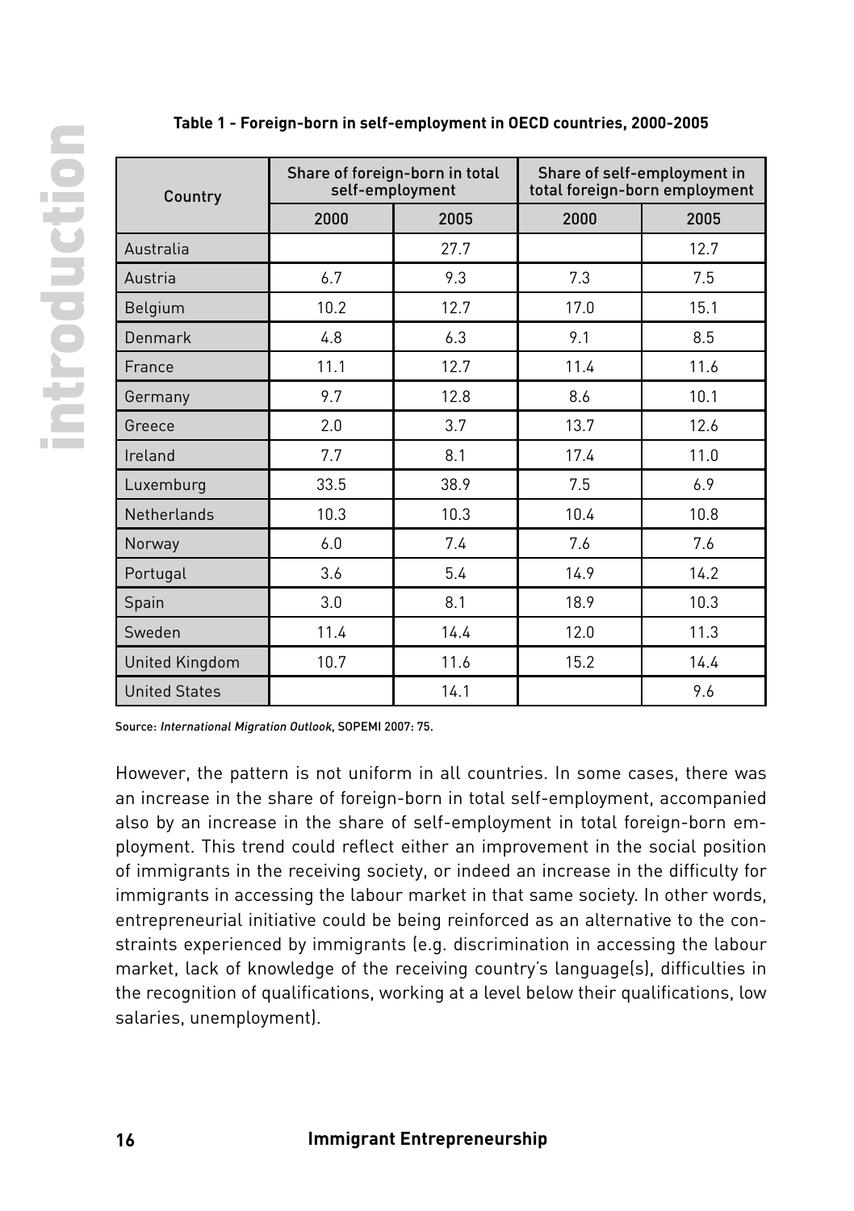**Table 1 - Foreign-born in self-employment in OECD countries, 2000-2005**

| Country | Share of foreign-born in total self-employment | | Share of self-employment in total foreign-born employment | |
|---|---|---|---|---|
| | 2000 | 2005 | 2000 | 2005 |
| Australia | | 27.7 | | 12.7 |
| Austria | 6.7 | 9.3 | 7.3 | 7.5 |
| Belgium | 10.2 | 12.7 | 17.0 | 15.1 |
| Denmark | 4.8 | 6.3 | 9.1 | 8.5 |
| France | 11.1 | 12.7 | 11.4 | 11.6 |
| Germany | 9.7 | 12.8 | 8.6 | 10.1 |
| Greece | 2.0 | 3.7 | 13.7 | 12.6 |
| Ireland | 7.7 | 8.1 | 17.4 | 11.0 |
| Luxemburg | 33.5 | 38.9 | 7.5 | 6.9 |
| Netherlands | 10.3 | 10.3 | 10.4 | 10.8 |
| Norway | 6.0 | 7.4 | 7.6 | 7.6 |
| Portugal | 3.6 | 5.4 | 14.9 | 14.2 |
| Spain | 3.0 | 8.1 | 18.9 | 10.3 |
| Sweden | 11.4 | 14.4 | 12.0 | 11.3 |
| United Kingdom | 10.7 | 11.6 | 15.2 | 14.4 |
| United States | | 14.1 | | 9.6 |

Source: *International Migration Outlook*, SOPEMI 2007: 75.

However, the pattern is not uniform in all countries. In some cases, there was an increase in the share of foreign-born in total self-employment, accompanied also by an increase in the share of self-employment in total foreign-born employment. This trend could reflect either an improvement in the social position of immigrants in the receiving society, or indeed an increase in the difficulty for immigrants in accessing the labour market in that same society. In other words, entrepreneurial initiative could be being reinforced as an alternative to the constraints experienced by immigrants (e.g. discrimination in accessing the labour market, lack of knowledge of the receiving country's language(s), difficulties in the recognition of qualifications, working at a level below their qualifications, low salaries, unemployment).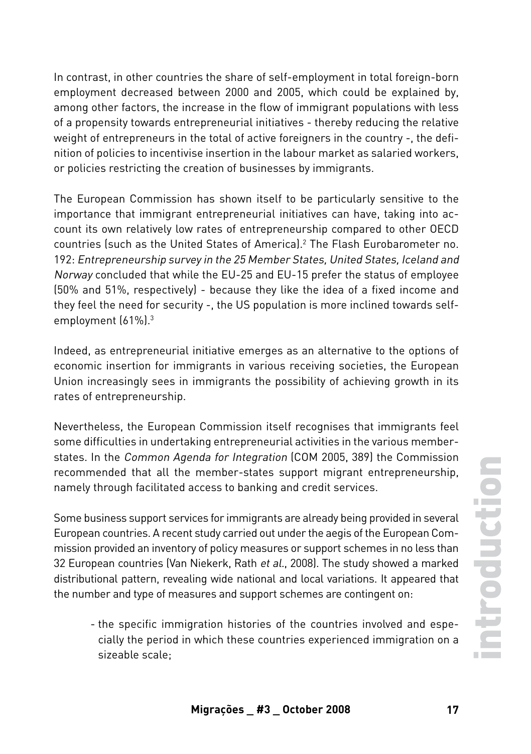In contrast, in other countries the share of self-employment in total foreign-born employment decreased between 2000 and 2005, which could be explained by, among other factors, the increase in the flow of immigrant populations with less of a propensity towards entrepreneurial initiatives - thereby reducing the relative weight of entrepreneurs in the total of active foreigners in the country -, the definition of policies to incentivise insertion in the labour market as salaried workers, or policies restricting the creation of businesses by immigrants.

The European Commission has shown itself to be particularly sensitive to the importance that immigrant entrepreneurial initiatives can have, taking into account its own relatively low rates of entrepreneurship compared to other OECD countries (such as the United States of America).[2] The Flash Eurobarometer no. 192: *Entrepreneurship survey in the 25 Member States, United States, Iceland and Norway* concluded that while the EU-25 and EU-15 prefer the status of employee (50% and 51%, respectively) - because they like the idea of a fixed income and they feel the need for security -, the US population is more inclined towards self-employment (61%).[3]

Indeed, as entrepreneurial initiative emerges as an alternative to the options of economic insertion for immigrants in various receiving societies, the European Union increasingly sees in immigrants the possibility of achieving growth in its rates of entrepreneurship.

Nevertheless, the European Commission itself recognises that immigrants feel some difficulties in undertaking entrepreneurial activities in the various member-states. In the *Common Agenda for Integration* (COM 2005, 389) the Commission recommended that all the member-states support migrant entrepreneurship, namely through facilitated access to banking and credit services.

Some business support services for immigrants are already being provided in several European countries. A recent study carried out under the aegis of the European Commission provided an inventory of policy measures or support schemes in no less than 32 European countries (Van Niekerk, Rath *et al.*, 2008). The study showed a marked distributional pattern, revealing wide national and local variations. It appeared that the number and type of measures and support schemes are contingent on:

- the specific immigration histories of the countries involved and especially the period in which these countries experienced immigration on a sizeable scale;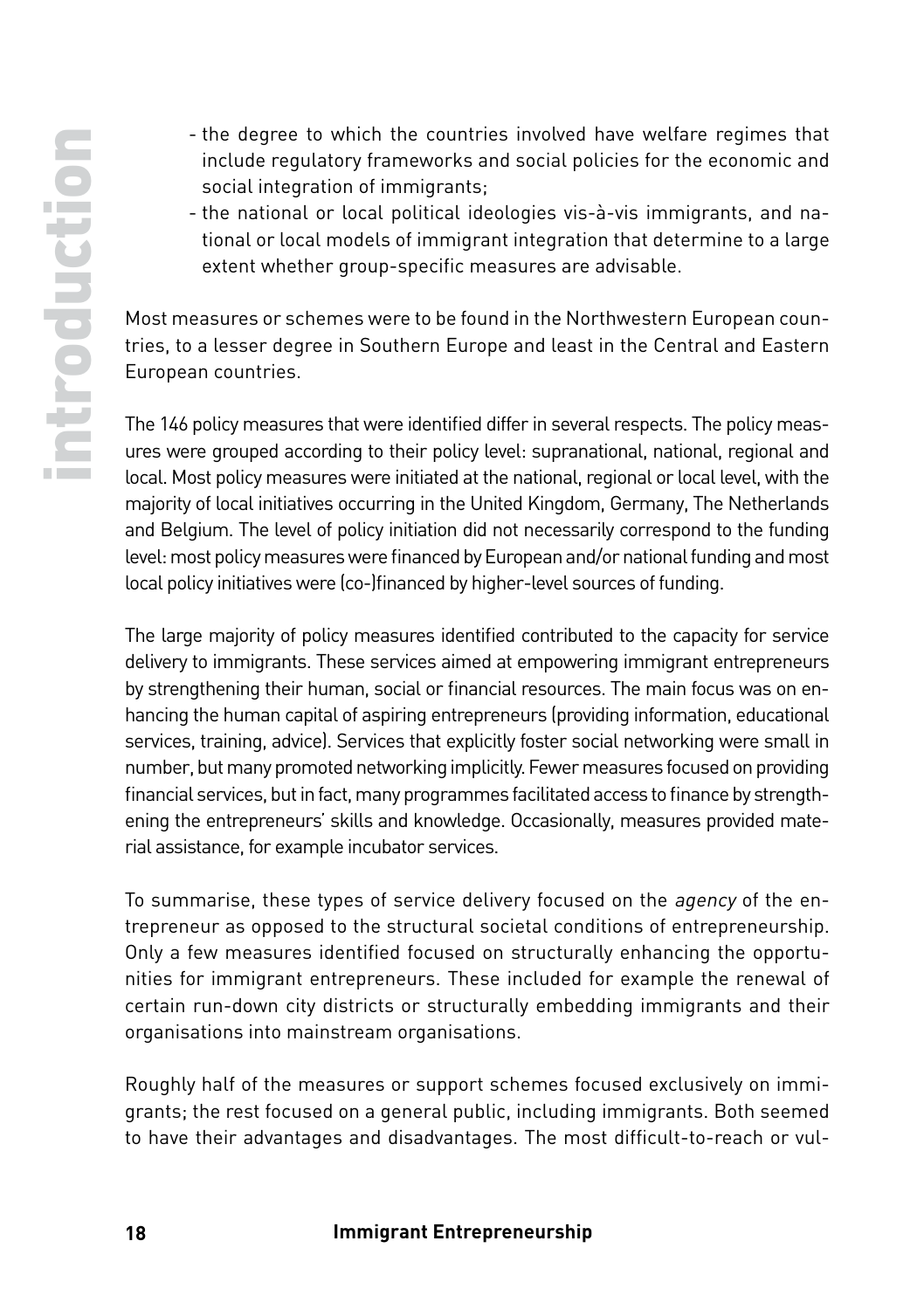- the degree to which the countries involved have welfare regimes that include regulatory frameworks and social policies for the economic and social integration of immigrants;
- the national or local political ideologies vis-à-vis immigrants, and national or local models of immigrant integration that determine to a large extent whether group-specific measures are advisable.

Most measures or schemes were to be found in the Northwestern European countries, to a lesser degree in Southern Europe and least in the Central and Eastern European countries.

The 146 policy measures that were identified differ in several respects. The policy measures were grouped according to their policy level: supranational, national, regional and local. Most policy measures were initiated at the national, regional or local level, with the majority of local initiatives occurring in the United Kingdom, Germany, The Netherlands and Belgium. The level of policy initiation did not necessarily correspond to the funding level: most policy measures were financed by European and/or national funding and most local policy initiatives were (co-)financed by higher-level sources of funding.

The large majority of policy measures identified contributed to the capacity for service delivery to immigrants. These services aimed at empowering immigrant entrepreneurs by strengthening their human, social or financial resources. The main focus was on enhancing the human capital of aspiring entrepreneurs (providing information, educational services, training, advice). Services that explicitly foster social networking were small in number, but many promoted networking implicitly. Fewer measures focused on providing financial services, but in fact, many programmes facilitated access to finance by strengthening the entrepreneurs' skills and knowledge. Occasionally, measures provided material assistance, for example incubator services.

To summarise, these types of service delivery focused on the *agency* of the entrepreneur as opposed to the structural societal conditions of entrepreneurship. Only a few measures identified focused on structurally enhancing the opportunities for immigrant entrepreneurs. These included for example the renewal of certain run-down city districts or structurally embedding immigrants and their organisations into mainstream organisations.

Roughly half of the measures or support schemes focused exclusively on immigrants; the rest focused on a general public, including immigrants. Both seemed to have their advantages and disadvantages. The most difficult-to-reach or vul-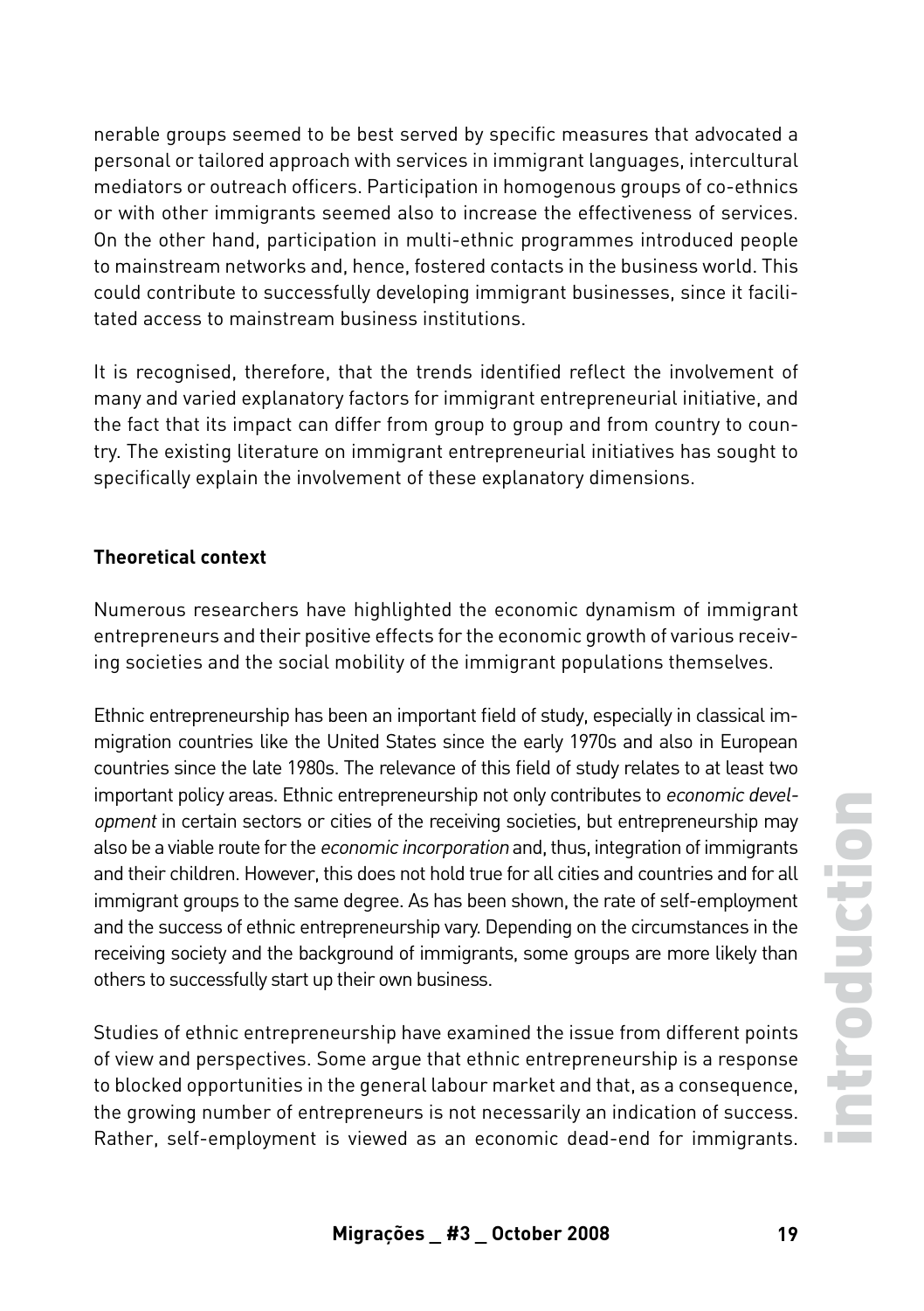nerable groups seemed to be best served by specific measures that advocated a personal or tailored approach with services in immigrant languages, intercultural mediators or outreach officers. Participation in homogenous groups of co-ethnics or with other immigrants seemed also to increase the effectiveness of services. On the other hand, participation in multi-ethnic programmes introduced people to mainstream networks and, hence, fostered contacts in the business world. This could contribute to successfully developing immigrant businesses, since it facilitated access to mainstream business institutions.

It is recognised, therefore, that the trends identified reflect the involvement of many and varied explanatory factors for immigrant entrepreneurial initiative, and the fact that its impact can differ from group to group and from country to country. The existing literature on immigrant entrepreneurial initiatives has sought to specifically explain the involvement of these explanatory dimensions.

**Theoretical context**

Numerous researchers have highlighted the economic dynamism of immigrant entrepreneurs and their positive effects for the economic growth of various receiving societies and the social mobility of the immigrant populations themselves.

Ethnic entrepreneurship has been an important field of study, especially in classical immigration countries like the United States since the early 1970s and also in European countries since the late 1980s. The relevance of this field of study relates to at least two important policy areas. Ethnic entrepreneurship not only contributes to *economic development* in certain sectors or cities of the receiving societies, but entrepreneurship may also be a viable route for the *economic incorporation* and, thus, integration of immigrants and their children. However, this does not hold true for all cities and countries and for all immigrant groups to the same degree. As has been shown, the rate of self-employment and the success of ethnic entrepreneurship vary. Depending on the circumstances in the receiving society and the background of immigrants, some groups are more likely than others to successfully start up their own business.

Studies of ethnic entrepreneurship have examined the issue from different points of view and perspectives. Some argue that ethnic entrepreneurship is a response to blocked opportunities in the general labour market and that, as a consequence, the growing number of entrepreneurs is not necessarily an indication of success. Rather, self-employment is viewed as an economic dead-end for immigrants.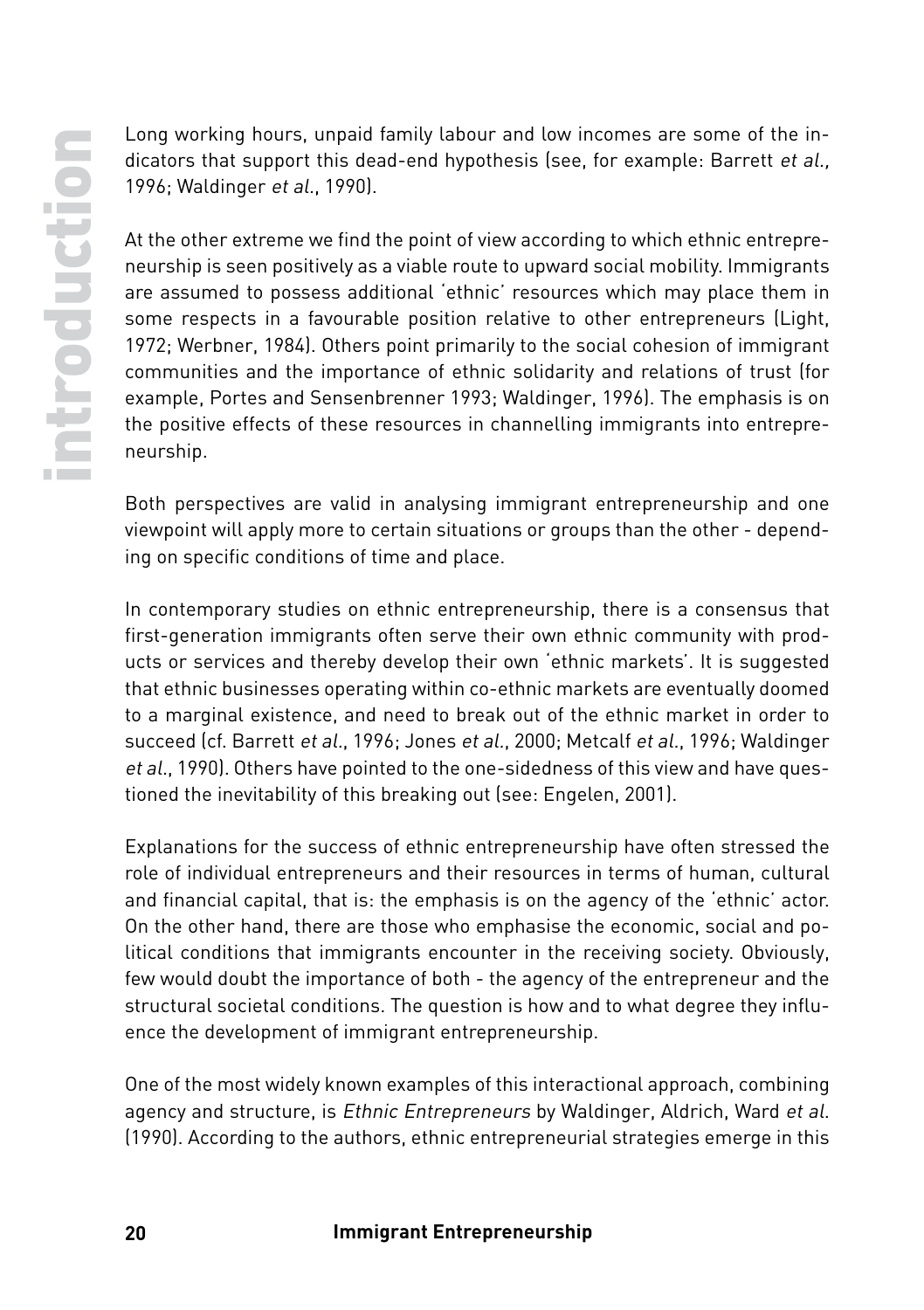Long working hours, unpaid family labour and low incomes are some of the indicators that support this dead-end hypothesis (see, for example: Barrett *et al.*, 1996; Waldinger *et al.*, 1990).

At the other extreme we find the point of view according to which ethnic entrepreneurship is seen positively as a viable route to upward social mobility. Immigrants are assumed to possess additional 'ethnic' resources which may place them in some respects in a favourable position relative to other entrepreneurs (Light, 1972; Werbner, 1984). Others point primarily to the social cohesion of immigrant communities and the importance of ethnic solidarity and relations of trust (for example, Portes and Sensenbrenner 1993; Waldinger, 1996). The emphasis is on the positive effects of these resources in channelling immigrants into entrepreneurship.

Both perspectives are valid in analysing immigrant entrepreneurship and one viewpoint will apply more to certain situations or groups than the other - depending on specific conditions of time and place.

In contemporary studies on ethnic entrepreneurship, there is a consensus that first-generation immigrants often serve their own ethnic community with products or services and thereby develop their own 'ethnic markets'. It is suggested that ethnic businesses operating within co-ethnic markets are eventually doomed to a marginal existence, and need to break out of the ethnic market in order to succeed (cf. Barrett *et al.*, 1996; Jones *et al.*, 2000; Metcalf *et al.*, 1996; Waldinger *et al.*, 1990). Others have pointed to the one-sidedness of this view and have questioned the inevitability of this breaking out (see: Engelen, 2001).

Explanations for the success of ethnic entrepreneurship have often stressed the role of individual entrepreneurs and their resources in terms of human, cultural and financial capital, that is: the emphasis is on the agency of the 'ethnic' actor. On the other hand, there are those who emphasise the economic, social and political conditions that immigrants encounter in the receiving society. Obviously, few would doubt the importance of both - the agency of the entrepreneur and the structural societal conditions. The question is how and to what degree they influence the development of immigrant entrepreneurship.

One of the most widely known examples of this interactional approach, combining agency and structure, is *Ethnic Entrepreneurs* by Waldinger, Aldrich, Ward *et al.* (1990). According to the authors, ethnic entrepreneurial strategies emerge in this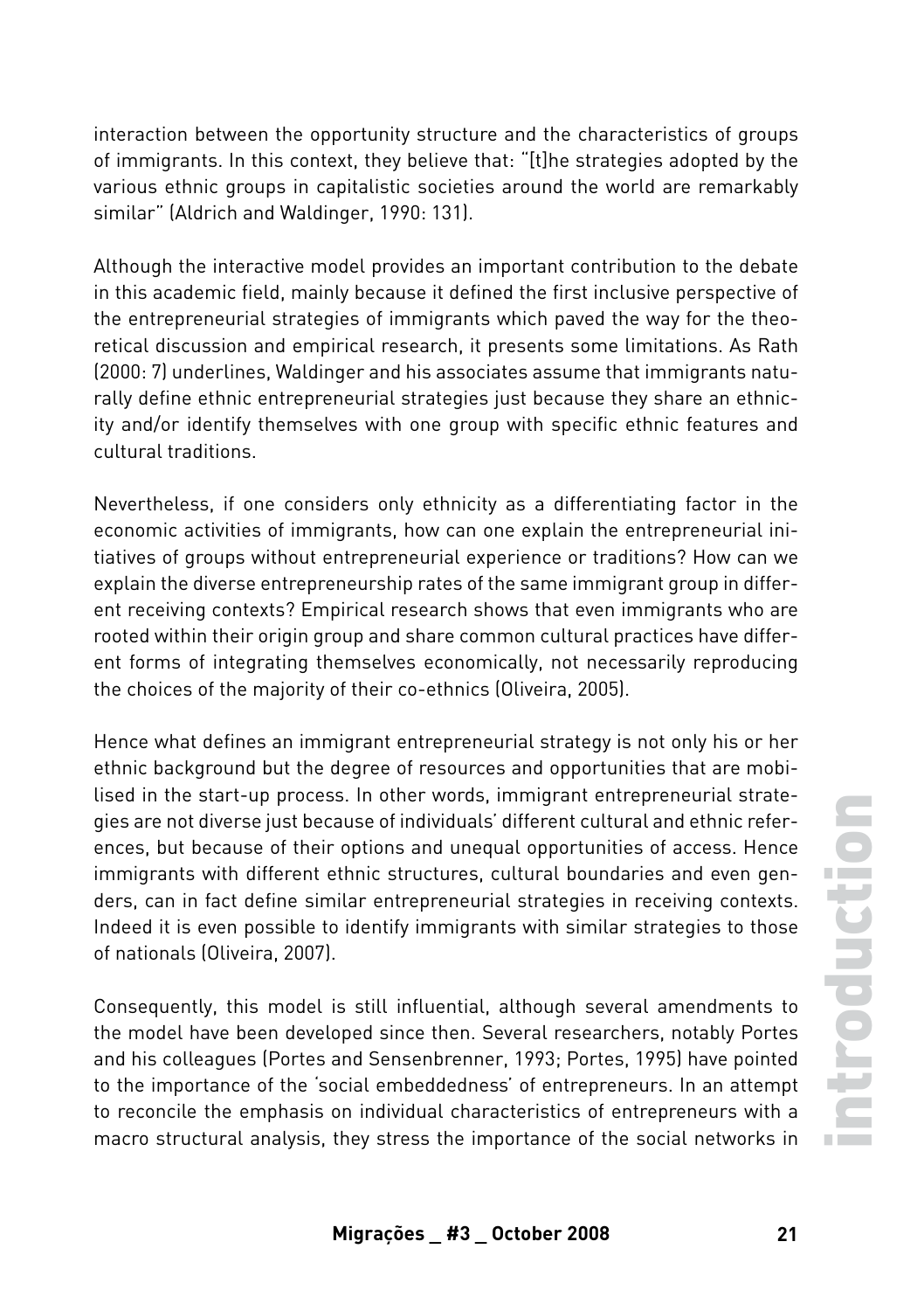interaction between the opportunity structure and the characteristics of groups of immigrants. In this context, they believe that: "[t]he strategies adopted by the various ethnic groups in capitalistic societies around the world are remarkably similar" (Aldrich and Waldinger, 1990: 131).

Although the interactive model provides an important contribution to the debate in this academic field, mainly because it defined the first inclusive perspective of the entrepreneurial strategies of immigrants which paved the way for the theoretical discussion and empirical research, it presents some limitations. As Rath (2000: 7) underlines, Waldinger and his associates assume that immigrants naturally define ethnic entrepreneurial strategies just because they share an ethnicity and/or identify themselves with one group with specific ethnic features and cultural traditions.

Nevertheless, if one considers only ethnicity as a differentiating factor in the economic activities of immigrants, how can one explain the entrepreneurial initiatives of groups without entrepreneurial experience or traditions? How can we explain the diverse entrepreneurship rates of the same immigrant group in different receiving contexts? Empirical research shows that even immigrants who are rooted within their origin group and share common cultural practices have different forms of integrating themselves economically, not necessarily reproducing the choices of the majority of their co-ethnics (Oliveira, 2005).

Hence what defines an immigrant entrepreneurial strategy is not only his or her ethnic background but the degree of resources and opportunities that are mobilised in the start-up process. In other words, immigrant entrepreneurial strategies are not diverse just because of individuals' different cultural and ethnic references, but because of their options and unequal opportunities of access. Hence immigrants with different ethnic structures, cultural boundaries and even genders, can in fact define similar entrepreneurial strategies in receiving contexts. Indeed it is even possible to identify immigrants with similar strategies to those of nationals (Oliveira, 2007).

Consequently, this model is still influential, although several amendments to the model have been developed since then. Several researchers, notably Portes and his colleagues (Portes and Sensenbrenner, 1993; Portes, 1995) have pointed to the importance of the 'social embeddedness' of entrepreneurs. In an attempt to reconcile the emphasis on individual characteristics of entrepreneurs with a macro structural analysis, they stress the importance of the social networks in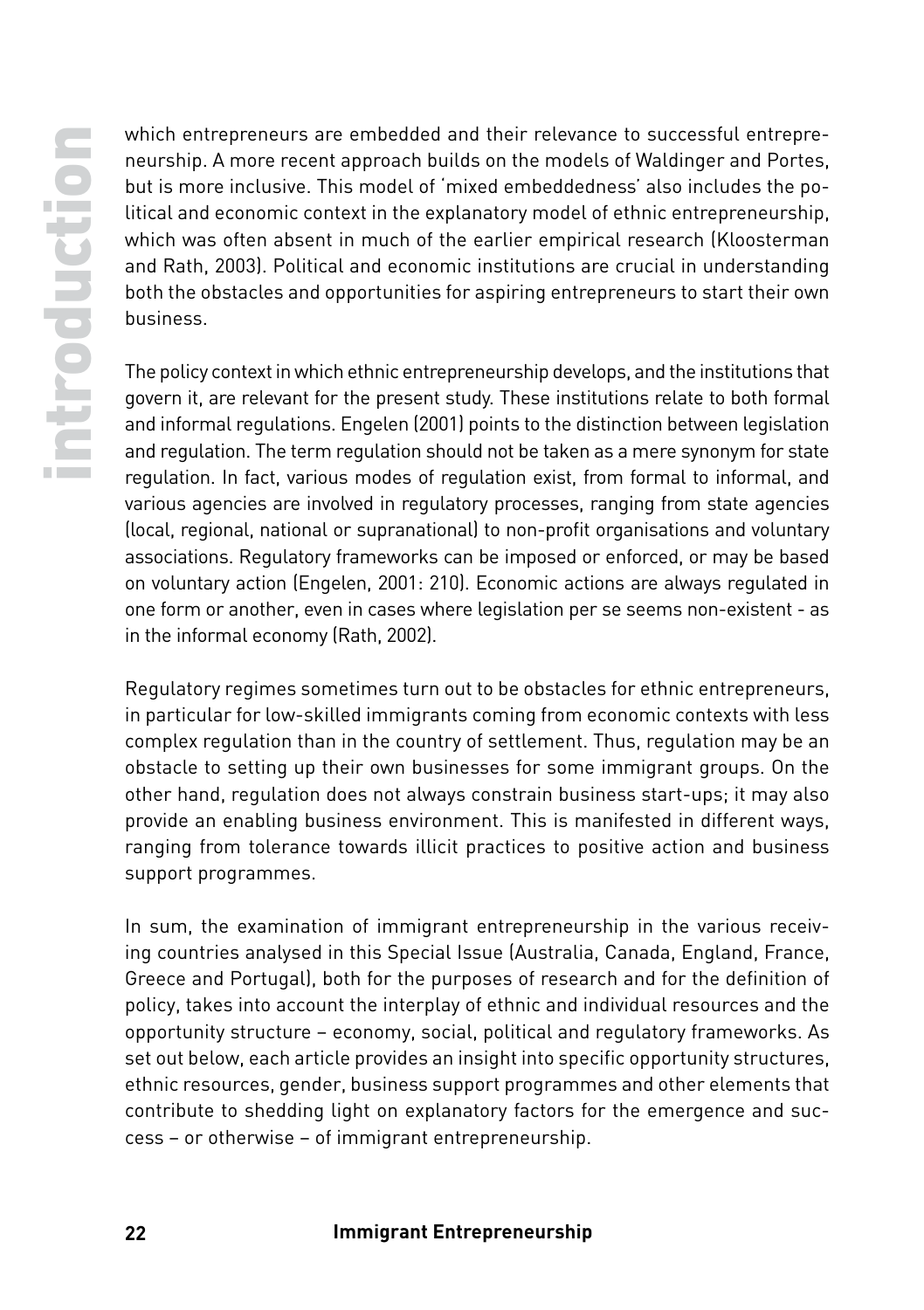which entrepreneurs are embedded and their relevance to successful entrepreneurship. A more recent approach builds on the models of Waldinger and Portes, but is more inclusive. This model of 'mixed embeddedness' also includes the political and economic context in the explanatory model of ethnic entrepreneurship, which was often absent in much of the earlier empirical research (Kloosterman and Rath, 2003). Political and economic institutions are crucial in understanding both the obstacles and opportunities for aspiring entrepreneurs to start their own business.

The policy context in which ethnic entrepreneurship develops, and the institutions that govern it, are relevant for the present study. These institutions relate to both formal and informal regulations. Engelen (2001) points to the distinction between legislation and regulation. The term regulation should not be taken as a mere synonym for state regulation. In fact, various modes of regulation exist, from formal to informal, and various agencies are involved in regulatory processes, ranging from state agencies (local, regional, national or supranational) to non-profit organisations and voluntary associations. Regulatory frameworks can be imposed or enforced, or may be based on voluntary action (Engelen, 2001: 210). Economic actions are always regulated in one form or another, even in cases where legislation per se seems non-existent - as in the informal economy (Rath, 2002).

Regulatory regimes sometimes turn out to be obstacles for ethnic entrepreneurs, in particular for low-skilled immigrants coming from economic contexts with less complex regulation than in the country of settlement. Thus, regulation may be an obstacle to setting up their own businesses for some immigrant groups. On the other hand, regulation does not always constrain business start-ups; it may also provide an enabling business environment. This is manifested in different ways, ranging from tolerance towards illicit practices to positive action and business support programmes.

In sum, the examination of immigrant entrepreneurship in the various receiving countries analysed in this Special Issue (Australia, Canada, England, France, Greece and Portugal), both for the purposes of research and for the definition of policy, takes into account the interplay of ethnic and individual resources and the opportunity structure – economy, social, political and regulatory frameworks. As set out below, each article provides an insight into specific opportunity structures, ethnic resources, gender, business support programmes and other elements that contribute to shedding light on explanatory factors for the emergence and success – or otherwise – of immigrant entrepreneurship.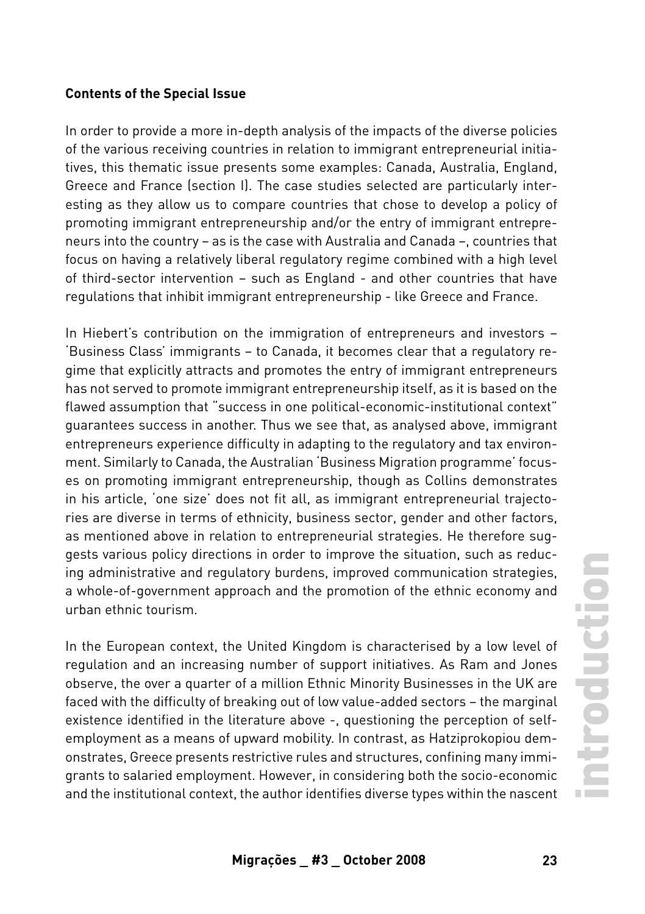**Contents of the Special Issue**

In order to provide a more in-depth analysis of the impacts of the diverse policies of the various receiving countries in relation to immigrant entrepreneurial initiatives, this thematic issue presents some examples: Canada, Australia, England, Greece and France (section I). The case studies selected are particularly interesting as they allow us to compare countries that chose to develop a policy of promoting immigrant entrepreneurship and/or the entry of immigrant entrepreneurs into the country – as is the case with Australia and Canada –, countries that focus on having a relatively liberal regulatory regime combined with a high level of third-sector intervention – such as England - and other countries that have regulations that inhibit immigrant entrepreneurship - like Greece and France.

In Hiebert's contribution on the immigration of entrepreneurs and investors – 'Business Class' immigrants – to Canada, it becomes clear that a regulatory regime that explicitly attracts and promotes the entry of immigrant entrepreneurs has not served to promote immigrant entrepreneurship itself, as it is based on the flawed assumption that "success in one political-economic-institutional context" guarantees success in another. Thus we see that, as analysed above, immigrant entrepreneurs experience difficulty in adapting to the regulatory and tax environment. Similarly to Canada, the Australian 'Business Migration programme' focuses on promoting immigrant entrepreneurship, though as Collins demonstrates in his article, 'one size' does not fit all, as immigrant entrepreneurial trajectories are diverse in terms of ethnicity, business sector, gender and other factors, as mentioned above in relation to entrepreneurial strategies. He therefore suggests various policy directions in order to improve the situation, such as reducing administrative and regulatory burdens, improved communication strategies, a whole-of-government approach and the promotion of the ethnic economy and urban ethnic tourism.

In the European context, the United Kingdom is characterised by a low level of regulation and an increasing number of support initiatives. As Ram and Jones observe, the over a quarter of a million Ethnic Minority Businesses in the UK are faced with the difficulty of breaking out of low value-added sectors – the marginal existence identified in the literature above -, questioning the perception of self-employment as a means of upward mobility. In contrast, as Hatziprokopiou demonstrates, Greece presents restrictive rules and structures, confining many immigrants to salaried employment. However, in considering both the socio-economic and the institutional context, the author identifies diverse types within the nascent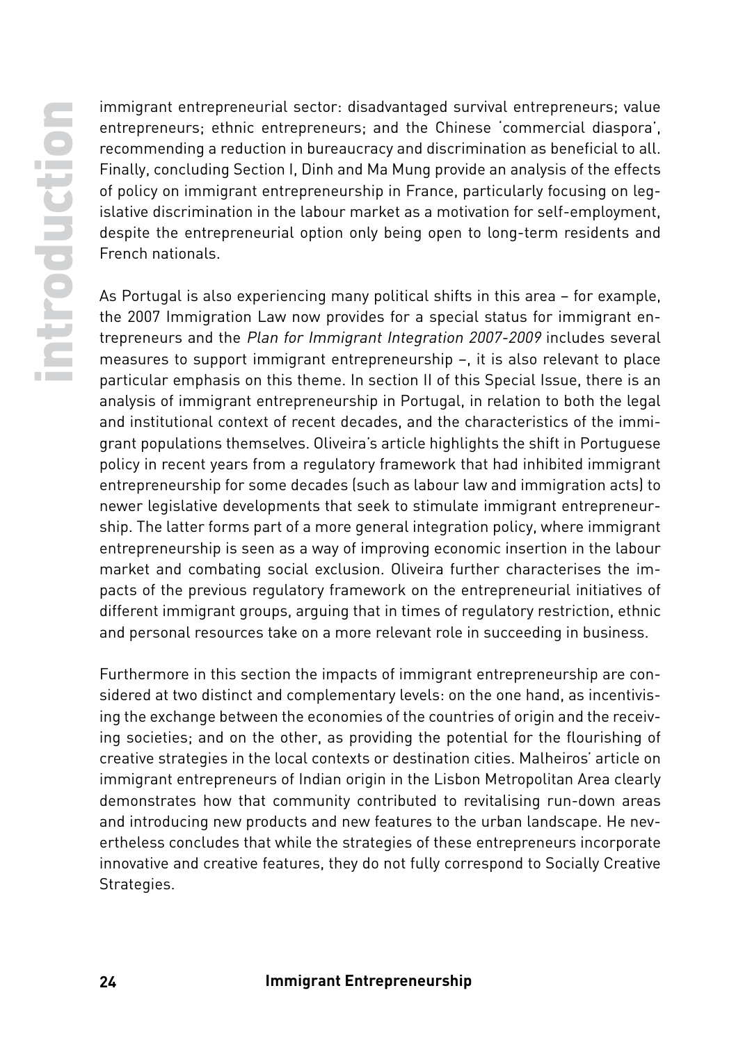immigrant entrepreneurial sector: disadvantaged survival entrepreneurs; value entrepreneurs; ethnic entrepreneurs; and the Chinese 'commercial diaspora', recommending a reduction in bureaucracy and discrimination as beneficial to all. Finally, concluding Section I, Dinh and Ma Mung provide an analysis of the effects of policy on immigrant entrepreneurship in France, particularly focusing on legislative discrimination in the labour market as a motivation for self-employment, despite the entrepreneurial option only being open to long-term residents and French nationals.

As Portugal is also experiencing many political shifts in this area – for example, the 2007 Immigration Law now provides for a special status for immigrant entrepreneurs and the *Plan for Immigrant Integration 2007-2009* includes several measures to support immigrant entrepreneurship –, it is also relevant to place particular emphasis on this theme. In section II of this Special Issue, there is an analysis of immigrant entrepreneurship in Portugal, in relation to both the legal and institutional context of recent decades, and the characteristics of the immigrant populations themselves. Oliveira's article highlights the shift in Portuguese policy in recent years from a regulatory framework that had inhibited immigrant entrepreneurship for some decades (such as labour law and immigration acts) to newer legislative developments that seek to stimulate immigrant entrepreneurship. The latter forms part of a more general integration policy, where immigrant entrepreneurship is seen as a way of improving economic insertion in the labour market and combating social exclusion. Oliveira further characterises the impacts of the previous regulatory framework on the entrepreneurial initiatives of different immigrant groups, arguing that in times of regulatory restriction, ethnic and personal resources take on a more relevant role in succeeding in business.

Furthermore in this section the impacts of immigrant entrepreneurship are considered at two distinct and complementary levels: on the one hand, as incentivising the exchange between the economies of the countries of origin and the receiving societies; and on the other, as providing the potential for the flourishing of creative strategies in the local contexts or destination cities. Malheiros' article on immigrant entrepreneurs of Indian origin in the Lisbon Metropolitan Area clearly demonstrates how that community contributed to revitalising run-down areas and introducing new products and new features to the urban landscape. He nevertheless concludes that while the strategies of these entrepreneurs incorporate innovative and creative features, they do not fully correspond to Socially Creative Strategies.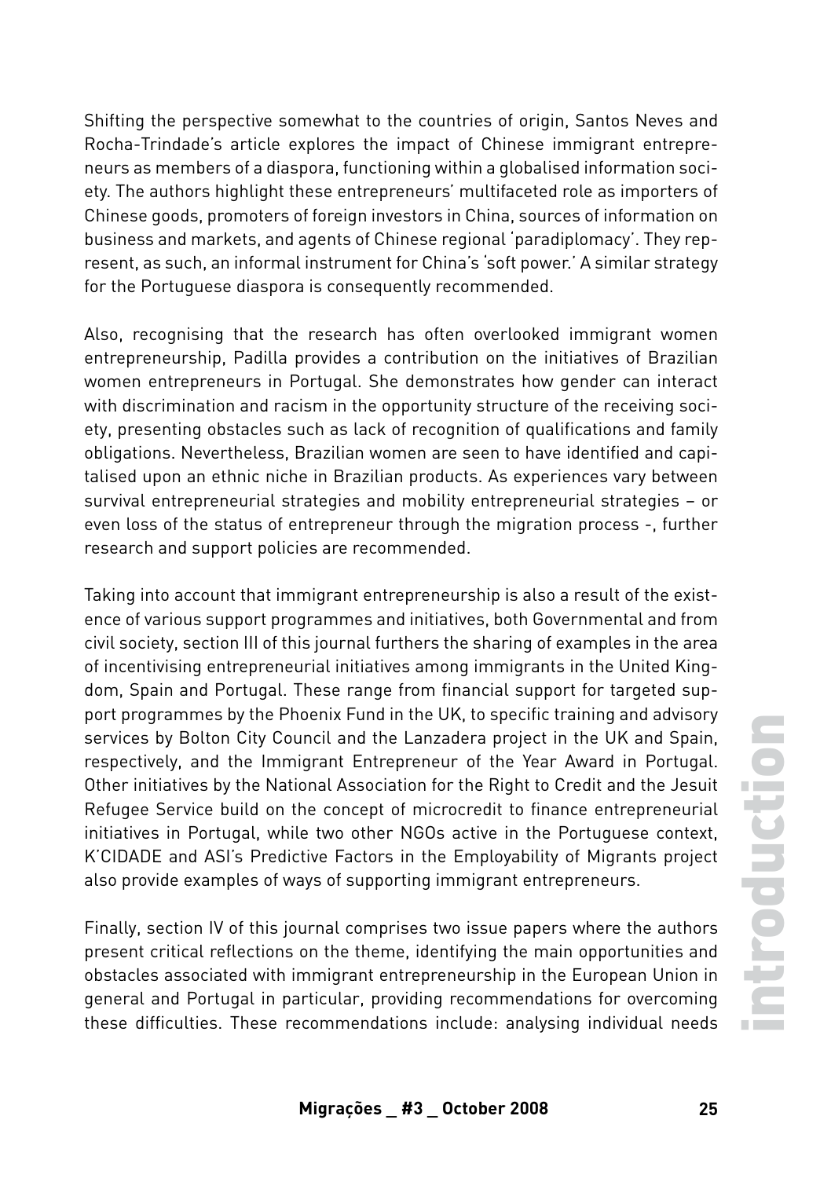Shifting the perspective somewhat to the countries of origin, Santos Neves and Rocha-Trindade's article explores the impact of Chinese immigrant entrepreneurs as members of a diaspora, functioning within a globalised information society. The authors highlight these entrepreneurs' multifaceted role as importers of Chinese goods, promoters of foreign investors in China, sources of information on business and markets, and agents of Chinese regional 'paradiplomacy'. They represent, as such, an informal instrument for China's 'soft power.' A similar strategy for the Portuguese diaspora is consequently recommended.

Also, recognising that the research has often overlooked immigrant women entrepreneurship, Padilla provides a contribution on the initiatives of Brazilian women entrepreneurs in Portugal. She demonstrates how gender can interact with discrimination and racism in the opportunity structure of the receiving society, presenting obstacles such as lack of recognition of qualifications and family obligations. Nevertheless, Brazilian women are seen to have identified and capitalised upon an ethnic niche in Brazilian products. As experiences vary between survival entrepreneurial strategies and mobility entrepreneurial strategies – or even loss of the status of entrepreneur through the migration process -, further research and support policies are recommended.

Taking into account that immigrant entrepreneurship is also a result of the existence of various support programmes and initiatives, both Governmental and from civil society, section III of this journal furthers the sharing of examples in the area of incentivising entrepreneurial initiatives among immigrants in the United Kingdom, Spain and Portugal. These range from financial support for targeted support programmes by the Phoenix Fund in the UK, to specific training and advisory services by Bolton City Council and the Lanzadera project in the UK and Spain, respectively, and the Immigrant Entrepreneur of the Year Award in Portugal. Other initiatives by the National Association for the Right to Credit and the Jesuit Refugee Service build on the concept of microcredit to finance entrepreneurial initiatives in Portugal, while two other NGOs active in the Portuguese context, K'CIDADE and ASI's Predictive Factors in the Employability of Migrants project also provide examples of ways of supporting immigrant entrepreneurs.

Finally, section IV of this journal comprises two issue papers where the authors present critical reflections on the theme, identifying the main opportunities and obstacles associated with immigrant entrepreneurship in the European Union in general and Portugal in particular, providing recommendations for overcoming these difficulties. These recommendations include: analysing individual needs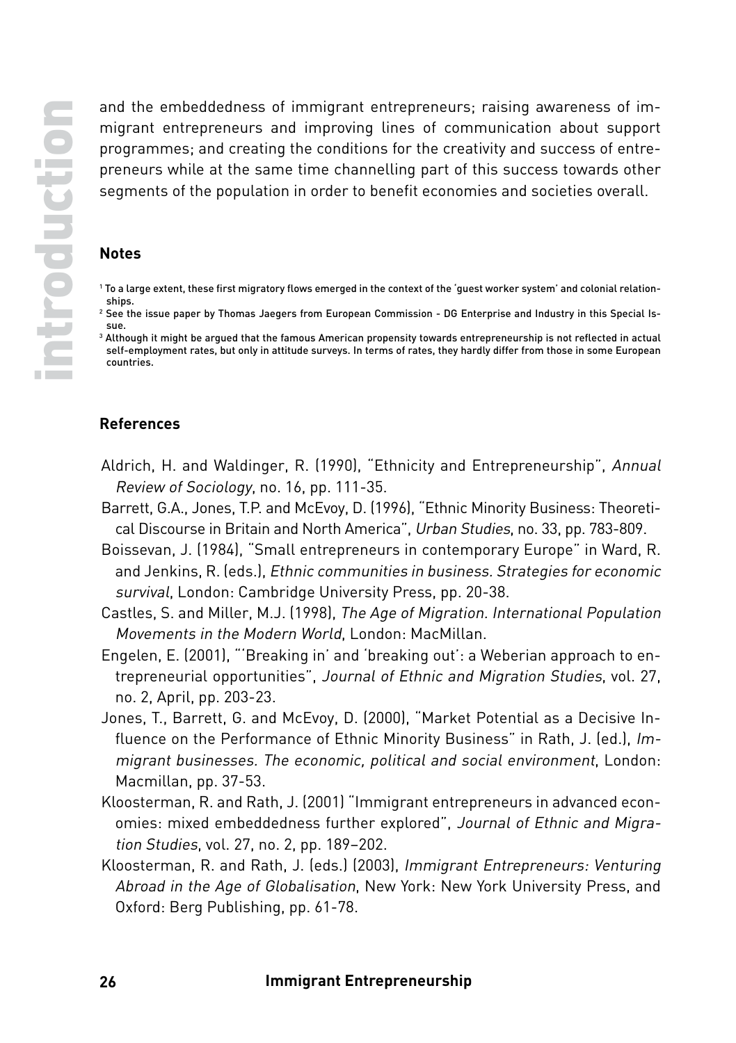and the embeddedness of immigrant entrepreneurs; raising awareness of immigrant entrepreneurs and improving lines of communication about support programmes; and creating the conditions for the creativity and success of entrepreneurs while at the same time channelling part of this success towards other segments of the population in order to benefit economies and societies overall.

## Notes

[1] To a large extent, these first migratory flows emerged in the context of the 'guest worker system' and colonial relationships.

[2] See the issue paper by Thomas Jaegers from European Commission - DG Enterprise and Industry in this Special Issue.

[3] Although it might be argued that the famous American propensity towards entrepreneurship is not reflected in actual self-employment rates, but only in attitude surveys. In terms of rates, they hardly differ from those in some European countries.

## References

Aldrich, H. and Waldinger, R. (1990), "Ethnicity and Entrepreneurship", *Annual Review of Sociology*, no. 16, pp. 111-35.

Barrett, G.A., Jones, T.P. and McEvoy, D. (1996), "Ethnic Minority Business: Theoretical Discourse in Britain and North America", *Urban Studies*, no. 33, pp. 783-809.

Boissevan, J. (1984), "Small entrepreneurs in contemporary Europe" in Ward, R. and Jenkins, R. (eds.), *Ethnic communities in business. Strategies for economic survival*, London: Cambridge University Press, pp. 20-38.

Castles, S. and Miller, M.J. (1998), *The Age of Migration. International Population Movements in the Modern World*, London: MacMillan.

Engelen, E. (2001), "'Breaking in' and 'breaking out': a Weberian approach to entrepreneurial opportunities", *Journal of Ethnic and Migration Studies*, vol. 27, no. 2, April, pp. 203-23.

Jones, T., Barrett, G. and McEvoy, D. (2000), "Market Potential as a Decisive Influence on the Performance of Ethnic Minority Business" in Rath, J. (ed.), *Immigrant businesses. The economic, political and social environment*, London: Macmillan, pp. 37-53.

Kloosterman, R. and Rath, J. (2001) "Immigrant entrepreneurs in advanced economies: mixed embeddedness further explored", *Journal of Ethnic and Migration Studies*, vol. 27, no. 2, pp. 189–202.

Kloosterman, R. and Rath, J. (eds.) (2003), *Immigrant Entrepreneurs: Venturing Abroad in the Age of Globalisation*, New York: New York University Press, and Oxford: Berg Publishing, pp. 61-78.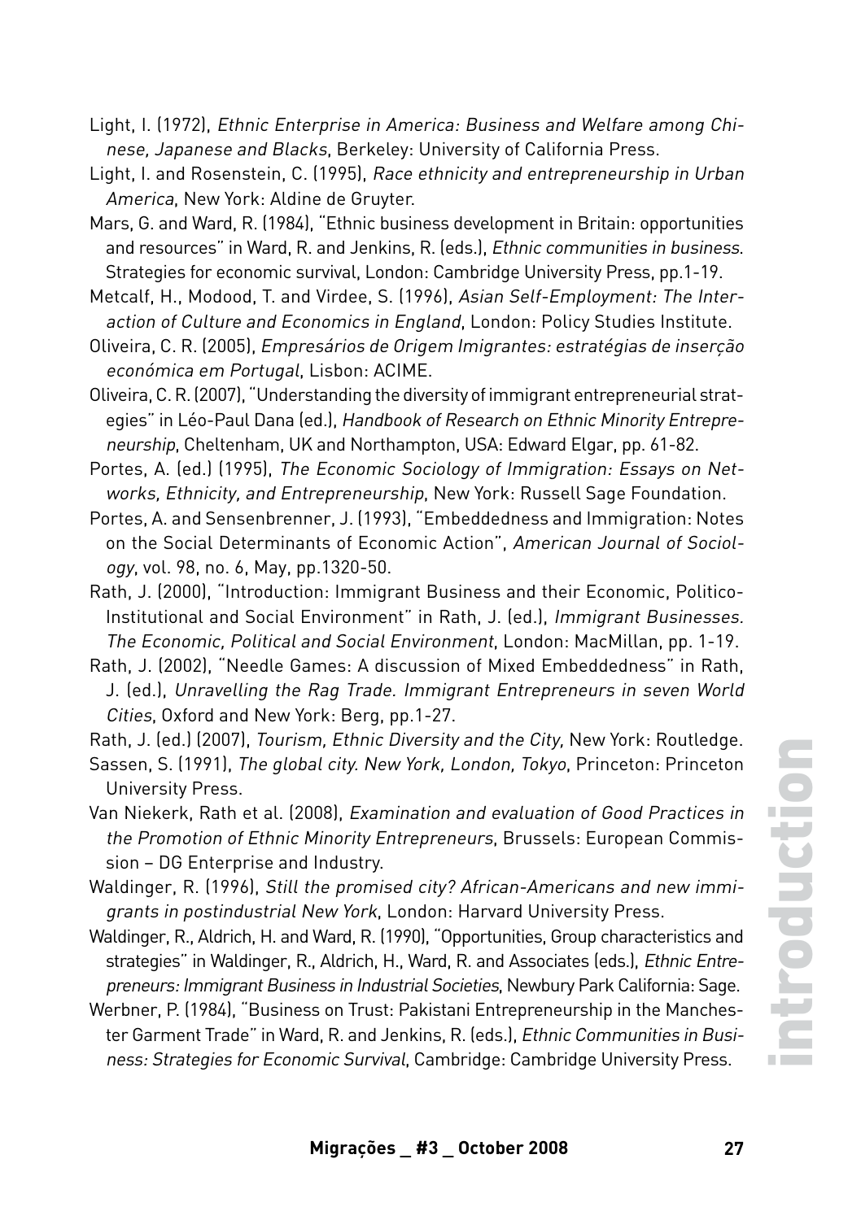Light, I. (1972), *Ethnic Enterprise in America: Business and Welfare among Chinese, Japanese and Blacks*, Berkeley: University of California Press.

Light, I. and Rosenstein, C. (1995), *Race ethnicity and entrepreneurship in Urban America*, New York: Aldine de Gruyter.

Mars, G. and Ward, R. (1984), "Ethnic business development in Britain: opportunities and resources" in Ward, R. and Jenkins, R. (eds.), *Ethnic communities in business*. Strategies for economic survival, London: Cambridge University Press, pp.1-19.

Metcalf, H., Modood, T. and Virdee, S. (1996), *Asian Self-Employment: The Interaction of Culture and Economics in England*, London: Policy Studies Institute.

Oliveira, C. R. (2005), *Empresários de Origem Imigrantes: estratégias de inserção económica em Portugal*, Lisbon: ACIME.

Oliveira, C. R. (2007), "Understanding the diversity of immigrant entrepreneurial strategies" in Léo-Paul Dana (ed.), *Handbook of Research on Ethnic Minority Entrepreneurship*, Cheltenham, UK and Northampton, USA: Edward Elgar, pp. 61-82.

Portes, A. (ed.) (1995), *The Economic Sociology of Immigration: Essays on Networks, Ethnicity, and Entrepreneurship*, New York: Russell Sage Foundation.

Portes, A. and Sensenbrenner, J. (1993), "Embeddedness and Immigration: Notes on the Social Determinants of Economic Action", *American Journal of Sociology*, vol. 98, no. 6, May, pp.1320-50.

Rath, J. (2000), "Introduction: Immigrant Business and their Economic, Politico-Institutional and Social Environment" in Rath, J. (ed.), *Immigrant Businesses. The Economic, Political and Social Environment*, London: MacMillan, pp. 1-19.

Rath, J. (2002), "Needle Games: A discussion of Mixed Embeddedness" in Rath, J. (ed.), *Unravelling the Rag Trade. Immigrant Entrepreneurs in seven World Cities*, Oxford and New York: Berg, pp.1-27.

Rath, J. (ed.) (2007), *Tourism, Ethnic Diversity and the City,* New York: Routledge.

Sassen, S. (1991), *The global city. New York, London, Tokyo*, Princeton: Princeton University Press.

Van Niekerk, Rath et al. (2008), *Examination and evaluation of Good Practices in the Promotion of Ethnic Minority Entrepreneurs*, Brussels: European Commission – DG Enterprise and Industry.

Waldinger, R. (1996), *Still the promised city? African-Americans and new immigrants in postindustrial New York*, London: Harvard University Press.

Waldinger, R., Aldrich, H. and Ward, R. (1990), "Opportunities, Group characteristics and strategies" in Waldinger, R., Aldrich, H., Ward, R. and Associates (eds.), *Ethnic Entrepreneurs: Immigrant Business in Industrial Societies*, Newbury Park California: Sage.

Werbner, P. (1984), "Business on Trust: Pakistani Entrepreneurship in the Manchester Garment Trade" in Ward, R. and Jenkins, R. (eds.), *Ethnic Communities in Business: Strategies for Economic Survival*, Cambridge: Cambridge University Press.